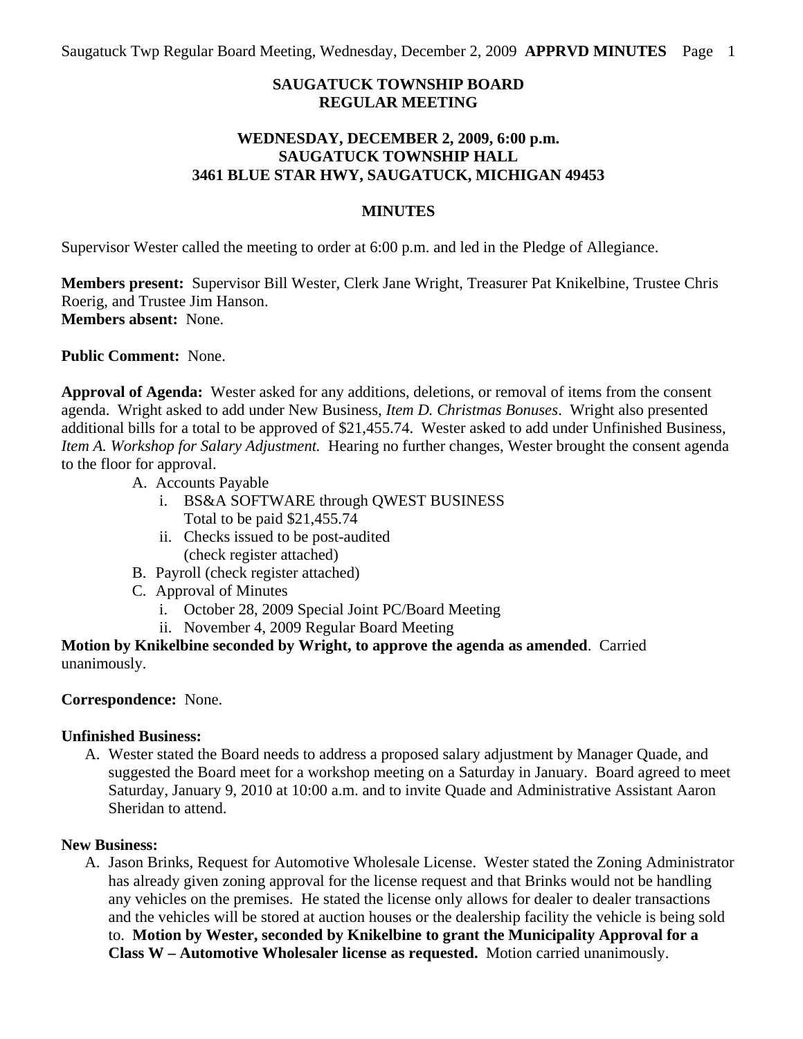**SAUGATUCK TOWNSHIP BOARD**
**REGULAR MEETING**

**WEDNESDAY, DECEMBER 2, 2009, 6:00 p.m.**
**SAUGATUCK TOWNSHIP HALL**
**3461 BLUE STAR HWY, SAUGATUCK, MICHIGAN 49453**

**MINUTES**

Supervisor Wester called the meeting to order at 6:00 p.m. and led in the Pledge of Allegiance.

**Members present:** Supervisor Bill Wester, Clerk Jane Wright, Treasurer Pat Knikelbine, Trustee Chris Roerig, and Trustee Jim Hanson.
**Members absent:** None.

**Public Comment:** None.

**Approval of Agenda:** Wester asked for any additions, deletions, or removal of items from the consent agenda. Wright asked to add under New Business, *Item D. Christmas Bonuses*. Wright also presented additional bills for a total to be approved of $21,455.74. Wester asked to add under Unfinished Business, *Item A. Workshop for Salary Adjustment.* Hearing no further changes, Wester brought the consent agenda to the floor for approval.

A. Accounts Payable
   i. BS&A SOFTWARE through QWEST BUSINESS
      Total to be paid $21,455.74
   ii. Checks issued to be post-audited
      (check register attached)
B. Payroll (check register attached)
C. Approval of Minutes
   i. October 28, 2009 Special Joint PC/Board Meeting
   ii. November 4, 2009 Regular Board Meeting

**Motion by Knikelbine seconded by Wright, to approve the agenda as amended**. Carried unanimously.

**Correspondence:** None.

**Unfinished Business:**

A. Wester stated the Board needs to address a proposed salary adjustment by Manager Quade, and suggested the Board meet for a workshop meeting on a Saturday in January. Board agreed to meet Saturday, January 9, 2010 at 10:00 a.m. and to invite Quade and Administrative Assistant Aaron Sheridan to attend.

**New Business:**

A. Jason Brinks, Request for Automotive Wholesale License. Wester stated the Zoning Administrator has already given zoning approval for the license request and that Brinks would not be handling any vehicles on the premises. He stated the license only allows for dealer to dealer transactions and the vehicles will be stored at auction houses or the dealership facility the vehicle is being sold to. **Motion by Wester, seconded by Knikelbine to grant the Municipality Approval for a Class W – Automotive Wholesaler license as requested.** Motion carried unanimously.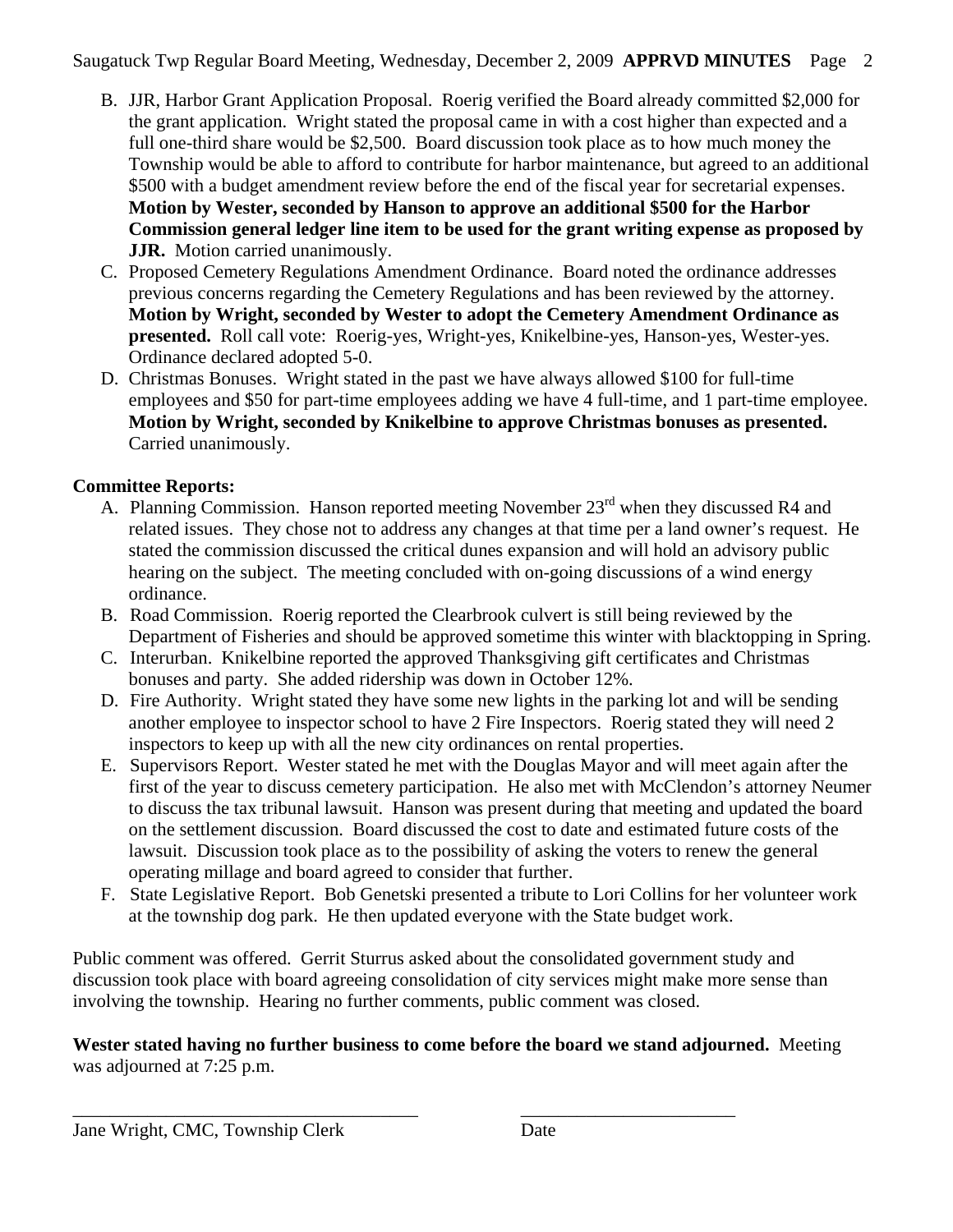B. JJR, Harbor Grant Application Proposal. Roerig verified the Board already committed $2,000 for the grant application. Wright stated the proposal came in with a cost higher than expected and a full one-third share would be $2,500. Board discussion took place as to how much money the Township would be able to afford to contribute for harbor maintenance, but agreed to an additional $500 with a budget amendment review before the end of the fiscal year for secretarial expenses. **Motion by Wester, seconded by Hanson to approve an additional $500 for the Harbor Commission general ledger line item to be used for the grant writing expense as proposed by JJR.** Motion carried unanimously.

C. Proposed Cemetery Regulations Amendment Ordinance. Board noted the ordinance addresses previous concerns regarding the Cemetery Regulations and has been reviewed by the attorney. **Motion by Wright, seconded by Wester to adopt the Cemetery Amendment Ordinance as presented.** Roll call vote: Roerig-yes, Wright-yes, Knikelbine-yes, Hanson-yes, Wester-yes. Ordinance declared adopted 5-0.

D. Christmas Bonuses. Wright stated in the past we have always allowed $100 for full-time employees and $50 for part-time employees adding we have 4 full-time, and 1 part-time employee. **Motion by Wright, seconded by Knikelbine to approve Christmas bonuses as presented.** Carried unanimously.

**Committee Reports:**

A. Planning Commission. Hanson reported meeting November 23rd when they discussed R4 and related issues. They chose not to address any changes at that time per a land owner's request. He stated the commission discussed the critical dunes expansion and will hold an advisory public hearing on the subject. The meeting concluded with on-going discussions of a wind energy ordinance.

B. Road Commission. Roerig reported the Clearbrook culvert is still being reviewed by the Department of Fisheries and should be approved sometime this winter with blacktopping in Spring.

C. Interurban. Knikelbine reported the approved Thanksgiving gift certificates and Christmas bonuses and party. She added ridership was down in October 12%.

D. Fire Authority. Wright stated they have some new lights in the parking lot and will be sending another employee to inspector school to have 2 Fire Inspectors. Roerig stated they will need 2 inspectors to keep up with all the new city ordinances on rental properties.

E. Supervisors Report. Wester stated he met with the Douglas Mayor and will meet again after the first of the year to discuss cemetery participation. He also met with McClendon's attorney Neumer to discuss the tax tribunal lawsuit. Hanson was present during that meeting and updated the board on the settlement discussion. Board discussed the cost to date and estimated future costs of the lawsuit. Discussion took place as to the possibility of asking the voters to renew the general operating millage and board agreed to consider that further.

F. State Legislative Report. Bob Genetski presented a tribute to Lori Collins for her volunteer work at the township dog park. He then updated everyone with the State budget work.

Public comment was offered. Gerrit Sturrus asked about the consolidated government study and discussion took place with board agreeing consolidation of city services might make more sense than involving the township. Hearing no further comments, public comment was closed.

**Wester stated having no further business to come before the board we stand adjourned.** Meeting was adjourned at 7:25 p.m.

\_\_\_\_\_\_\_\_\_\_\_\_\_\_\_\_\_\_\_\_\_\_\_\_\_\_\_\_\_\_\_\_\_\_\_\_ \_\_\_\_\_\_\_\_\_\_\_\_\_\_\_\_\_\_\_\_\_\_\_
Jane Wright, CMC, Township Clerk Date